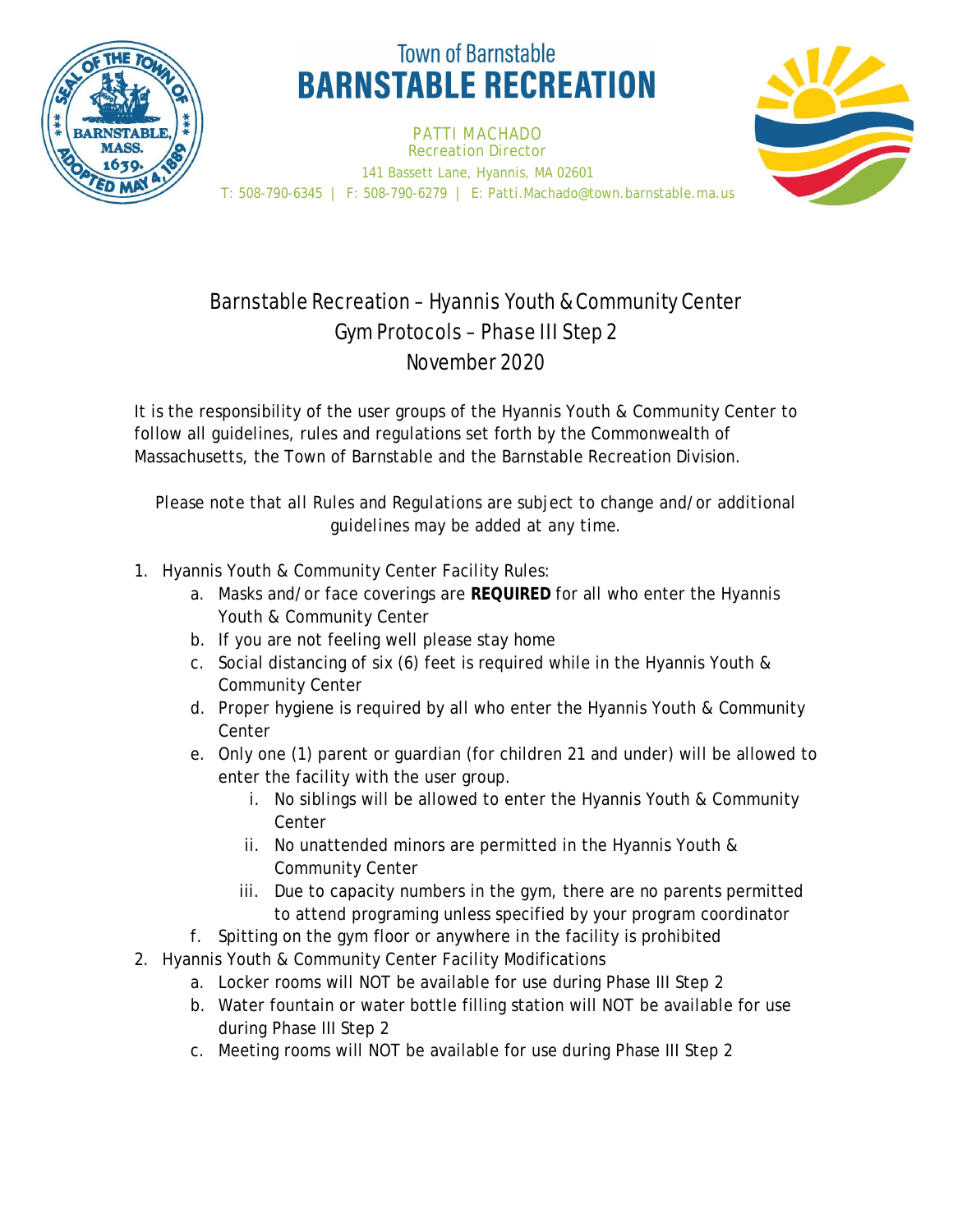Town of Barnstable
# BARNSTABLE RECREATION

PATTI MACHADO
Recreation Director
141 Bassett Lane, Hyannis, MA 02601
T: 508-790-6345 | F: 508-790-6279 | E: Patti.Machado@town.barnstable.ma.us

## Barnstable Recreation – Hyannis Youth & Community Center
## Gym Protocols – Phase III Step 2
## November 2020

It is the responsibility of the user groups of the Hyannis Youth & Community Center to follow all guidelines, rules and regulations set forth by the Commonwealth of Massachusetts, the Town of Barnstable and the Barnstable Recreation Division.

Please note that all Rules and Regulations are subject to change and/or additional guidelines may be added at any time.

1. Hyannis Youth & Community Center Facility Rules:
   a. Masks and/or face coverings are **REQUIRED** for all who enter the Hyannis Youth & Community Center
   b. If you are not feeling well please stay home
   c. Social distancing of six (6) feet is required while in the Hyannis Youth & Community Center
   d. Proper hygiene is required by all who enter the Hyannis Youth & Community Center
   e. Only one (1) parent or guardian (for children 21 and under) will be allowed to enter the facility with the user group.
      i. No siblings will be allowed to enter the Hyannis Youth & Community Center
      ii. No unattended minors are permitted in the Hyannis Youth & Community Center
      iii. Due to capacity numbers in the gym, there are no parents permitted to attend programing unless specified by your program coordinator
   f. Spitting on the gym floor or anywhere in the facility is prohibited
2. Hyannis Youth & Community Center Facility Modifications
   a. Locker rooms will NOT be available for use during Phase III Step 2
   b. Water fountain or water bottle filling station will NOT be available for use during Phase III Step 2
   c. Meeting rooms will NOT be available for use during Phase III Step 2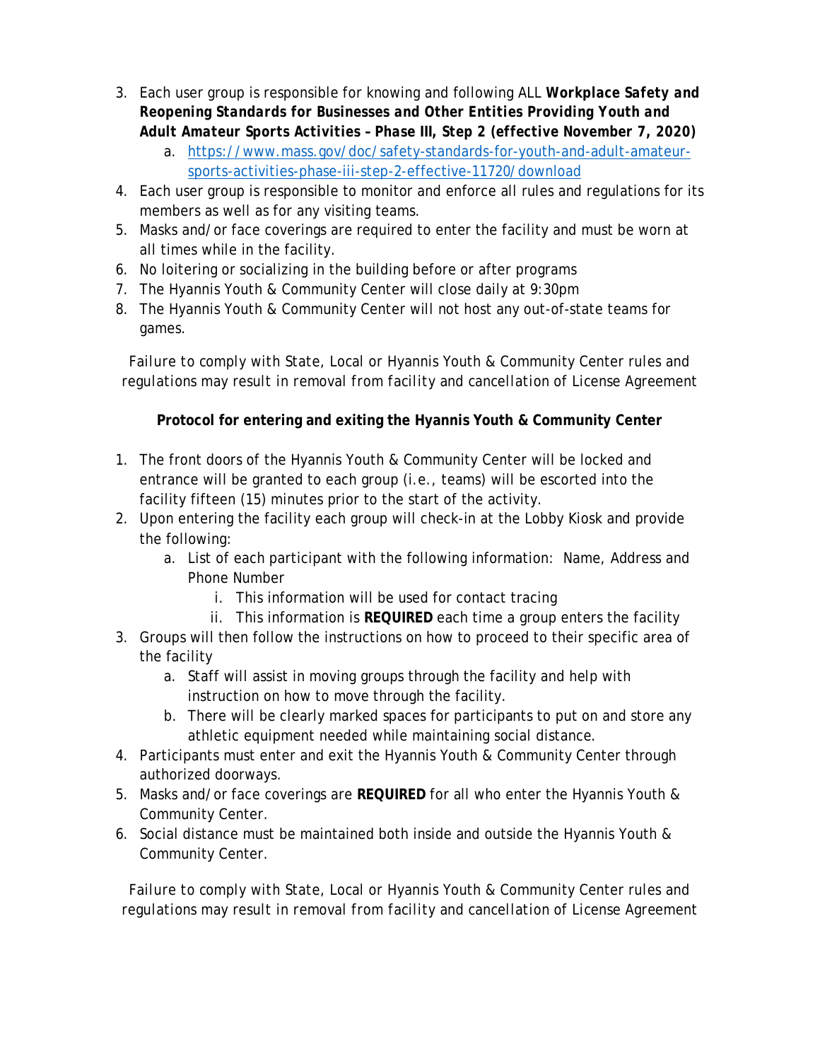3. Each user group is responsible for knowing and following ALL ***Workplace Safety and Reopening Standards for Businesses and Other Entities Providing Youth and Adult Amateur Sports Activities – Phase III, Step 2 (effective November 7, 2020)***
    a. [https://www.mass.gov/doc/safety-standards-for-youth-and-adult-amateur-sports-activities-phase-iii-step-2-effective-11720/download](https://www.mass.gov/doc/safety-standards-for-youth-and-adult-amateur-sports-activities-phase-iii-step-2-effective-11720/download)
4. Each user group is responsible to monitor and enforce all rules and regulations for its members as well as for any visiting teams.
5. Masks and/or face coverings are required to enter the facility and must be worn at all times while in the facility.
6. No loitering or socializing in the building before or after programs
7. The Hyannis Youth & Community Center will close daily at 9:30pm
8. The Hyannis Youth & Community Center will not host any out-of-state teams for games.

*Failure to comply with State, Local or Hyannis Youth & Community Center rules and regulations may result in removal from facility and cancellation of License Agreement*

**Protocol for entering and exiting the Hyannis Youth & Community Center**

1. The front doors of the Hyannis Youth & Community Center will be locked and entrance will be granted to each group (i.e., teams) will be escorted into the facility fifteen (15) minutes prior to the start of the activity.
2. Upon entering the facility each group will check-in at the Lobby Kiosk and provide the following:
    a. List of each participant with the following information: Name, Address and Phone Number
        i. This information will be used for contact tracing
        ii. This information is **REQUIRED** each time a group enters the facility
3. Groups will then follow the instructions on how to proceed to their specific area of the facility
    a. Staff will assist in moving groups through the facility and help with instruction on how to move through the facility.
    b. There will be clearly marked spaces for participants to put on and store any athletic equipment needed while maintaining social distance.
4. Participants must enter and exit the Hyannis Youth & Community Center through authorized doorways.
5. Masks and/or face coverings are **REQUIRED** for all who enter the Hyannis Youth & Community Center.
6. Social distance must be maintained both inside and outside the Hyannis Youth & Community Center.

*Failure to comply with State, Local or Hyannis Youth & Community Center rules and regulations may result in removal from facility and cancellation of License Agreement*